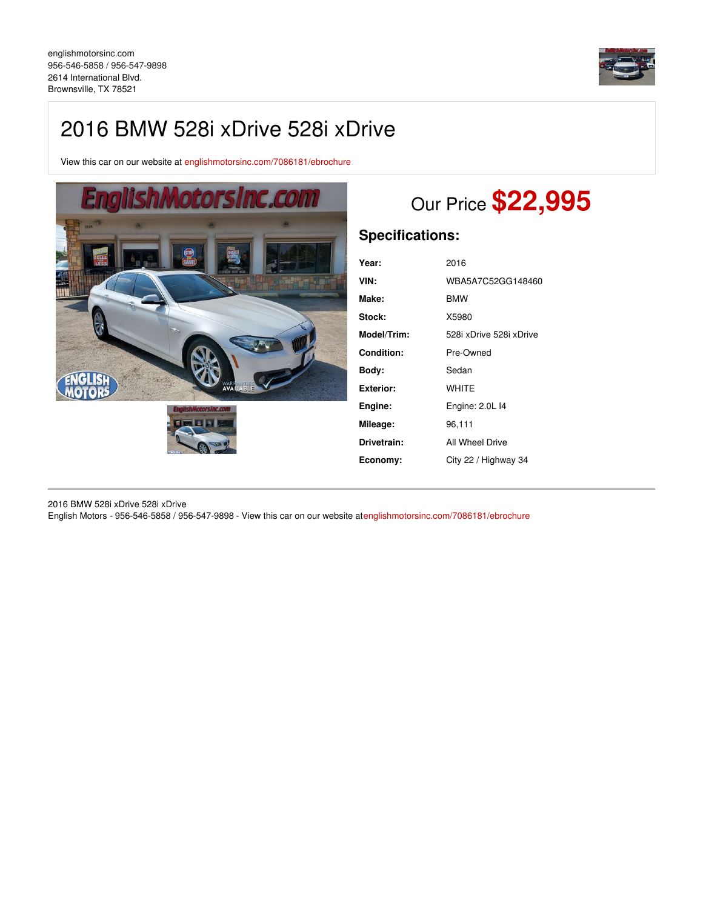englishmotorsinc.com
956-546-5858 / 956-547-9898
2614 International Blvd.
Brownsville, TX 78521

# 2016 BMW 528i xDrive 528i xDrive

View this car on our website at englishmotorsinc.com/7086181/ebrochure

Our Price **$22,995**

## Specifications:

| | |
|---|---|
| **Year:** | 2016 |
| **VIN:** | WBA5A7C52GG148460 |
| **Make:** | BMW |
| **Stock:** | X5980 |
| **Model/Trim:** | 528i xDrive 528i xDrive |
| **Condition:** | Pre-Owned |
| **Body:** | Sedan |
| **Exterior:** | WHITE |
| **Engine:** | Engine: 2.0L I4 |
| **Mileage:** | 96,111 |
| **Drivetrain:** | All Wheel Drive |
| **Economy:** | City 22 / Highway 34 |

2016 BMW 528i xDrive 528i xDrive
English Motors - 956-546-5858 / 956-547-9898 - View this car on our website atenglishmotorsinc.com/7086181/ebrochure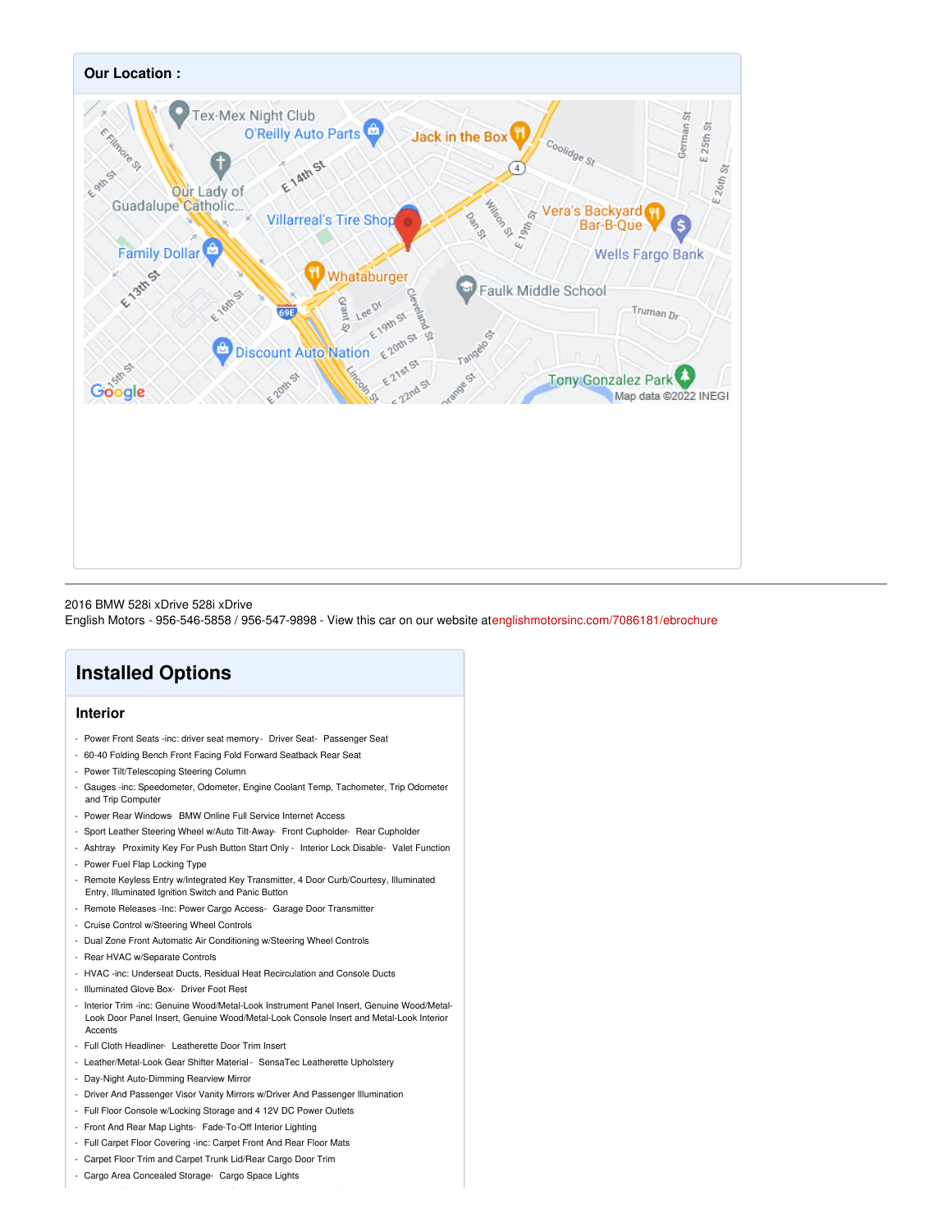## Our Location :

2016 BMW 528i xDrive 528i xDrive
English Motors - 956-546-5858 / 956-547-9898 - View this car on our website at englishmotorsinc.com/7086181/ebrochure

# Installed Options

## Interior

- Power Front Seats -inc: driver seat memory - Driver Seat - Passenger Seat
- 60-40 Folding Bench Front Facing Fold Forward Seatback Rear Seat
- Power Tilt/Telescoping Steering Column
- Gauges -inc: Speedometer, Odometer, Engine Coolant Temp, Tachometer, Trip Odometer and Trip Computer
- Power Rear Windows - BMW Online Full Service Internet Access
- Sport Leather Steering Wheel w/Auto Tilt-Away - Front Cupholder - Rear Cupholder
- Ashtray - Proximity Key For Push Button Start Only - Interior Lock Disable - Valet Function
- Power Fuel Flap Locking Type
- Remote Keyless Entry w/Integrated Key Transmitter, 4 Door Curb/Courtesy, Illuminated Entry, Illuminated Ignition Switch and Panic Button
- Remote Releases -Inc: Power Cargo Access - Garage Door Transmitter
- Cruise Control w/Steering Wheel Controls
- Dual Zone Front Automatic Air Conditioning w/Steering Wheel Controls
- Rear HVAC w/Separate Controls
- HVAC -inc: Underseat Ducts, Residual Heat Recirculation and Console Ducts
- Illuminated Glove Box - Driver Foot Rest
- Interior Trim -inc: Genuine Wood/Metal-Look Instrument Panel Insert, Genuine Wood/Metal-Look Door Panel Insert, Genuine Wood/Metal-Look Console Insert and Metal-Look Interior Accents
- Full Cloth Headliner - Leatherette Door Trim Insert
- Leather/Metal-Look Gear Shifter Material - SensaTec Leatherette Upholstery
- Day-Night Auto-Dimming Rearview Mirror
- Driver And Passenger Visor Vanity Mirrors w/Driver And Passenger Illumination
- Full Floor Console w/Locking Storage and 4 12V DC Power Outlets
- Front And Rear Map Lights - Fade-To-Off Interior Lighting
- Full Carpet Floor Covering -inc: Carpet Front And Rear Floor Mats
- Carpet Floor Trim and Carpet Trunk Lid/Rear Cargo Door Trim
- Cargo Area Concealed Storage - Cargo Space Lights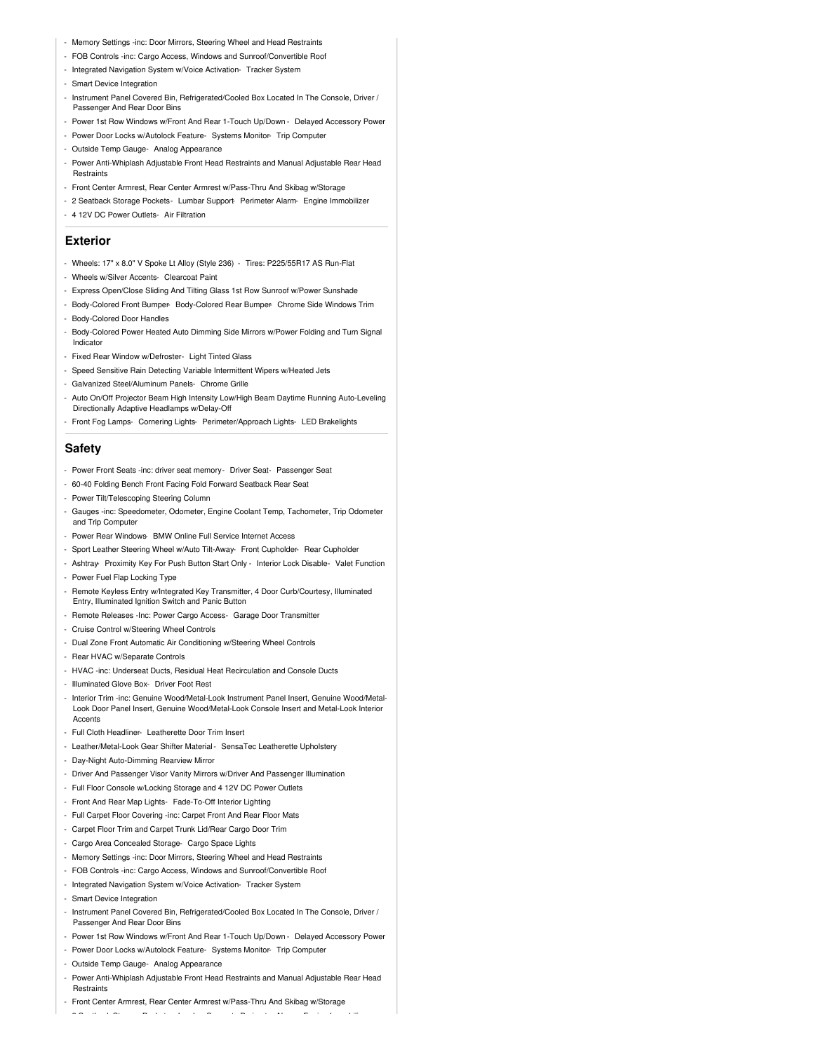- Memory Settings -inc: Door Mirrors, Steering Wheel and Head Restraints
- FOB Controls -inc: Cargo Access, Windows and Sunroof/Convertible Roof
- Integrated Navigation System w/Voice Activation- Tracker System
- Smart Device Integration
- Instrument Panel Covered Bin, Refrigerated/Cooled Box Located In The Console, Driver / Passenger And Rear Door Bins
- Power 1st Row Windows w/Front And Rear 1-Touch Up/Down - Delayed Accessory Power
- Power Door Locks w/Autolock Feature- Systems Monitor- Trip Computer
- Outside Temp Gauge- Analog Appearance
- Power Anti-Whiplash Adjustable Front Head Restraints and Manual Adjustable Rear Head Restraints
- Front Center Armrest, Rear Center Armrest w/Pass-Thru And Skibag w/Storage
- 2 Seatback Storage Pockets- Lumbar Support- Perimeter Alarm- Engine Immobilizer
- 4 12V DC Power Outlets- Air Filtration

## Exterior

- Wheels: 17" x 8.0" V Spoke Lt Alloy (Style 236) - Tires: P225/55R17 AS Run-Flat
- Wheels w/Silver Accents- Clearcoat Paint
- Express Open/Close Sliding And Tilting Glass 1st Row Sunroof w/Power Sunshade
- Body-Colored Front Bumper- Body-Colored Rear Bumper- Chrome Side Windows Trim
- Body-Colored Door Handles
- Body-Colored Power Heated Auto Dimming Side Mirrors w/Power Folding and Turn Signal Indicator
- Fixed Rear Window w/Defroster- Light Tinted Glass
- Speed Sensitive Rain Detecting Variable Intermittent Wipers w/Heated Jets
- Galvanized Steel/Aluminum Panels- Chrome Grille
- Auto On/Off Projector Beam High Intensity Low/High Beam Daytime Running Auto-Leveling Directionally Adaptive Headlamps w/Delay-Off
- Front Fog Lamps- Cornering Lights- Perimeter/Approach Lights- LED Brakelights

## Safety

- Power Front Seats -inc: driver seat memory- Driver Seat- Passenger Seat
- 60-40 Folding Bench Front Facing Fold Forward Seatback Rear Seat
- Power Tilt/Telescoping Steering Column
- Gauges -inc: Speedometer, Odometer, Engine Coolant Temp, Tachometer, Trip Odometer and Trip Computer
- Power Rear Windows- BMW Online Full Service Internet Access
- Sport Leather Steering Wheel w/Auto Tilt-Away- Front Cupholder- Rear Cupholder
- Ashtray- Proximity Key For Push Button Start Only - Interior Lock Disable- Valet Function
- Power Fuel Flap Locking Type
- Remote Keyless Entry w/Integrated Key Transmitter, 4 Door Curb/Courtesy, Illuminated Entry, Illuminated Ignition Switch and Panic Button
- Remote Releases -Inc: Power Cargo Access- Garage Door Transmitter
- Cruise Control w/Steering Wheel Controls
- Dual Zone Front Automatic Air Conditioning w/Steering Wheel Controls
- Rear HVAC w/Separate Controls
- HVAC -inc: Underseat Ducts, Residual Heat Recirculation and Console Ducts
- Illuminated Glove Box- Driver Foot Rest
- Interior Trim -inc: Genuine Wood/Metal-Look Instrument Panel Insert, Genuine Wood/Metal-Look Door Panel Insert, Genuine Wood/Metal-Look Console Insert and Metal-Look Interior Accents
- Full Cloth Headliner- Leatherette Door Trim Insert
- Leather/Metal-Look Gear Shifter Material- SensaTec Leatherette Upholstery
- Day-Night Auto-Dimming Rearview Mirror
- Driver And Passenger Visor Vanity Mirrors w/Driver And Passenger Illumination
- Full Floor Console w/Locking Storage and 4 12V DC Power Outlets
- Front And Rear Map Lights- Fade-To-Off Interior Lighting
- Full Carpet Floor Covering -inc: Carpet Front And Rear Floor Mats
- Carpet Floor Trim and Carpet Trunk Lid/Rear Cargo Door Trim
- Cargo Area Concealed Storage- Cargo Space Lights
- Memory Settings -inc: Door Mirrors, Steering Wheel and Head Restraints
- FOB Controls -inc: Cargo Access, Windows and Sunroof/Convertible Roof
- Integrated Navigation System w/Voice Activation- Tracker System
- Smart Device Integration
- Instrument Panel Covered Bin, Refrigerated/Cooled Box Located In The Console, Driver / Passenger And Rear Door Bins
- Power 1st Row Windows w/Front And Rear 1-Touch Up/Down - Delayed Accessory Power
- Power Door Locks w/Autolock Feature- Systems Monitor- Trip Computer
- Outside Temp Gauge- Analog Appearance
- Power Anti-Whiplash Adjustable Front Head Restraints and Manual Adjustable Rear Head Restraints
- Front Center Armrest, Rear Center Armrest w/Pass-Thru And Skibag w/Storage
- 2 Seatback Storage Pockets- Lumbar Support- Perimeter Alarm- Engine Immobilizer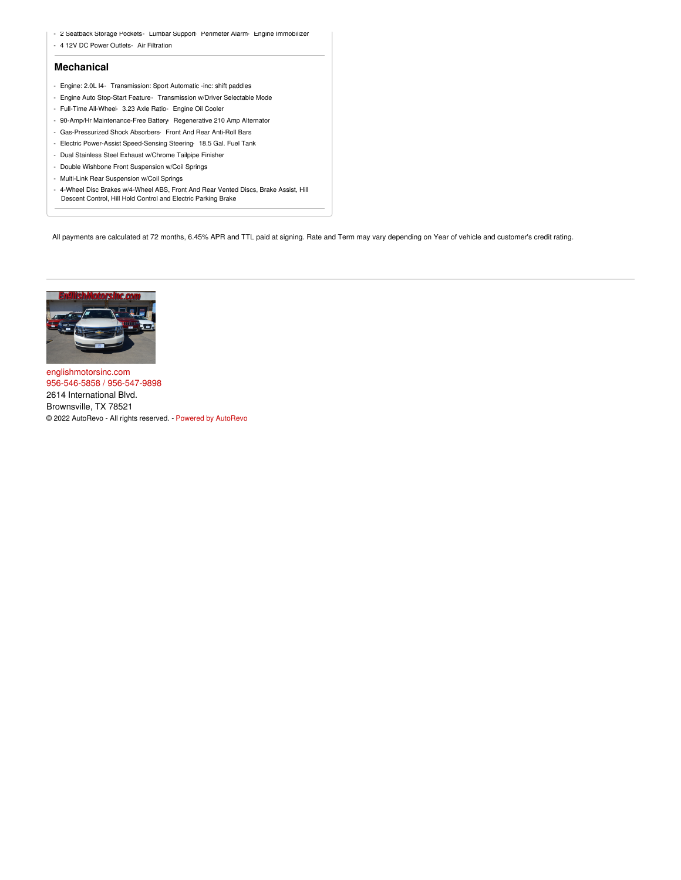- 2 Seatback Storage Pockets- Lumbar Support- Perimeter Alarm- Engine Immobilizer
- 4 12V DC Power Outlets- Air Filtration

## Mechanical

- Engine: 2.0L I4- Transmission: Sport Automatic -inc: shift paddles
- Engine Auto Stop-Start Feature- Transmission w/Driver Selectable Mode
- Full-Time All-Wheel- 3.23 Axle Ratio- Engine Oil Cooler
- 90-Amp/Hr Maintenance-Free Battery- Regenerative 210 Amp Alternator
- Gas-Pressurized Shock Absorbers- Front And Rear Anti-Roll Bars
- Electric Power-Assist Speed-Sensing Steering- 18.5 Gal. Fuel Tank
- Dual Stainless Steel Exhaust w/Chrome Tailpipe Finisher
- Double Wishbone Front Suspension w/Coil Springs
- Multi-Link Rear Suspension w/Coil Springs
- 4-Wheel Disc Brakes w/4-Wheel ABS, Front And Rear Vented Discs, Brake Assist, Hill Descent Control, Hill Hold Control and Electric Parking Brake

All payments are calculated at 72 months, 6.45% APR and TTL paid at signing. Rate and Term may vary depending on Year of vehicle and customer's credit rating.

englishmotorsinc.com
956-546-5858 / 956-547-9898
2614 International Blvd.
Brownsville, TX 78521
© 2022 AutoRevo - All rights reserved. - Powered by AutoRevo